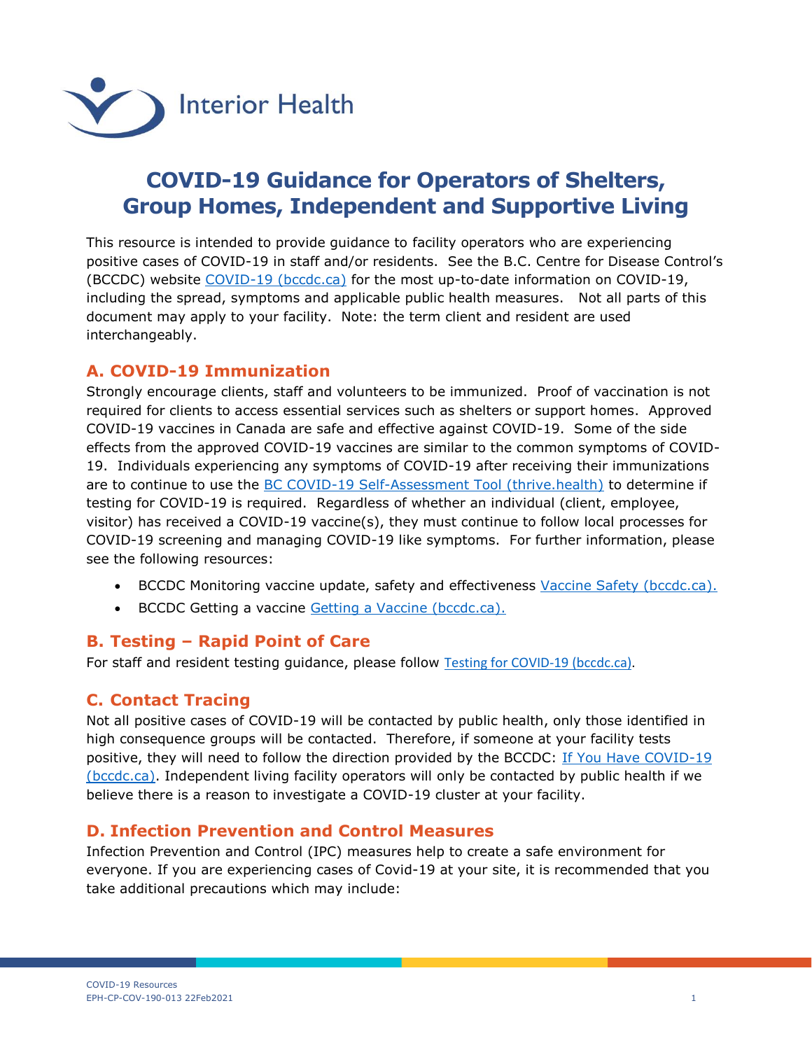Interior Health

# COVID-19 Guidance for Operators of Shelters, Group Homes, Independent and Supportive Living

This resource is intended to provide guidance to facility operators who are experiencing positive cases of COVID-19 in staff and/or residents. See the B.C. Centre for Disease Control's (BCCDC) website [COVID-19 (bccdc.ca)](#) for the most up-to-date information on COVID-19, including the spread, symptoms and applicable public health measures. Not all parts of this document may apply to your facility. Note: the term client and resident are used interchangeably.

## A. COVID-19 Immunization

Strongly encourage clients, staff and volunteers to be immunized. Proof of vaccination is not required for clients to access essential services such as shelters or support homes. Approved COVID-19 vaccines in Canada are safe and effective against COVID-19. Some of the side effects from the approved COVID-19 vaccines are similar to the common symptoms of COVID-19. Individuals experiencing any symptoms of COVID-19 after receiving their immunizations are to continue to use the [BC COVID-19 Self-Assessment Tool (thrive.health)](#) to determine if testing for COVID-19 is required. Regardless of whether an individual (client, employee, visitor) has received a COVID-19 vaccine(s), they must continue to follow local processes for COVID-19 screening and managing COVID-19 like symptoms. For further information, please see the following resources:

- BCCDC Monitoring vaccine update, safety and effectiveness [Vaccine Safety (bccdc.ca).](#)
- BCCDC Getting a vaccine [Getting a Vaccine (bccdc.ca).](#)

## B. Testing – Rapid Point of Care

For staff and resident testing guidance, please follow [Testing for COVID-19 (bccdc.ca)](#).

## C. Contact Tracing

Not all positive cases of COVID-19 will be contacted by public health, only those identified in high consequence groups will be contacted. Therefore, if someone at your facility tests positive, they will need to follow the direction provided by the BCCDC: [If You Have COVID-19 (bccdc.ca)](#). Independent living facility operators will only be contacted by public health if we believe there is a reason to investigate a COVID-19 cluster at your facility.

## D. Infection Prevention and Control Measures

Infection Prevention and Control (IPC) measures help to create a safe environment for everyone. If you are experiencing cases of Covid-19 at your site, it is recommended that you take additional precautions which may include: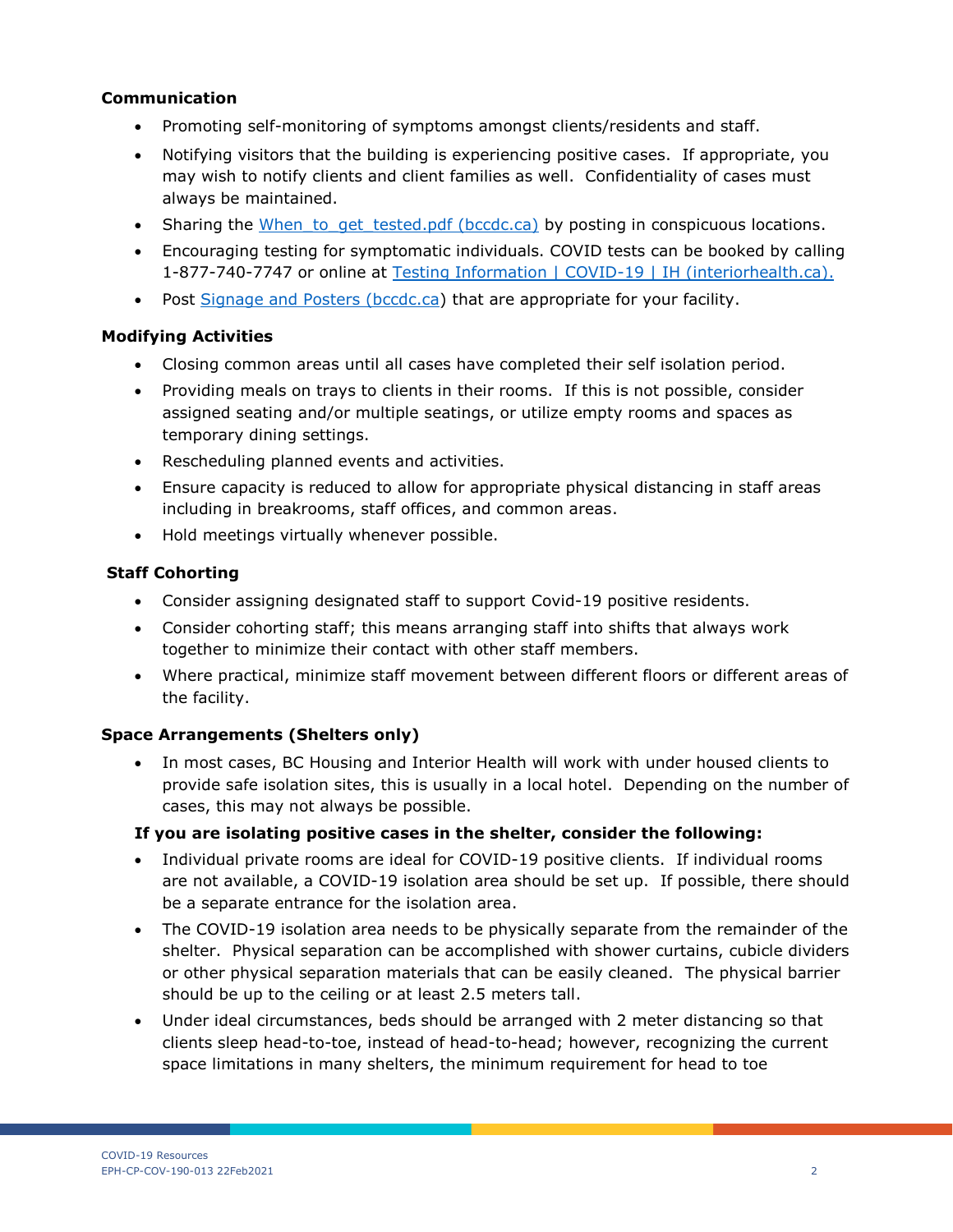**Communication**

- Promoting self-monitoring of symptoms amongst clients/residents and staff.
- Notifying visitors that the building is experiencing positive cases. If appropriate, you may wish to notify clients and client families as well. Confidentiality of cases must always be maintained.
- Sharing the [When_to_get_tested.pdf (bccdc.ca)]() by posting in conspicuous locations.
- Encouraging testing for symptomatic individuals. COVID tests can be booked by calling 1-877-740-7747 or online at [Testing Information | COVID-19 | IH (interiorhealth.ca).]()
- Post [Signage and Posters (bccdc.ca]()) that are appropriate for your facility.

**Modifying Activities**

- Closing common areas until all cases have completed their self isolation period.
- Providing meals on trays to clients in their rooms. If this is not possible, consider assigned seating and/or multiple seatings, or utilize empty rooms and spaces as temporary dining settings.
- Rescheduling planned events and activities.
- Ensure capacity is reduced to allow for appropriate physical distancing in staff areas including in breakrooms, staff offices, and common areas.
- Hold meetings virtually whenever possible.

**Staff Cohorting**

- Consider assigning designated staff to support Covid-19 positive residents.
- Consider cohorting staff; this means arranging staff into shifts that always work together to minimize their contact with other staff members.
- Where practical, minimize staff movement between different floors or different areas of the facility.

**Space Arrangements (Shelters only)**

- In most cases, BC Housing and Interior Health will work with under housed clients to provide safe isolation sites, this is usually in a local hotel. Depending on the number of cases, this may not always be possible.

**If you are isolating positive cases in the shelter, consider the following:**

- Individual private rooms are ideal for COVID-19 positive clients. If individual rooms are not available, a COVID-19 isolation area should be set up. If possible, there should be a separate entrance for the isolation area.
- The COVID-19 isolation area needs to be physically separate from the remainder of the shelter. Physical separation can be accomplished with shower curtains, cubicle dividers or other physical separation materials that can be easily cleaned. The physical barrier should be up to the ceiling or at least 2.5 meters tall.
- Under ideal circumstances, beds should be arranged with 2 meter distancing so that clients sleep head-to-toe, instead of head-to-head; however, recognizing the current space limitations in many shelters, the minimum requirement for head to toe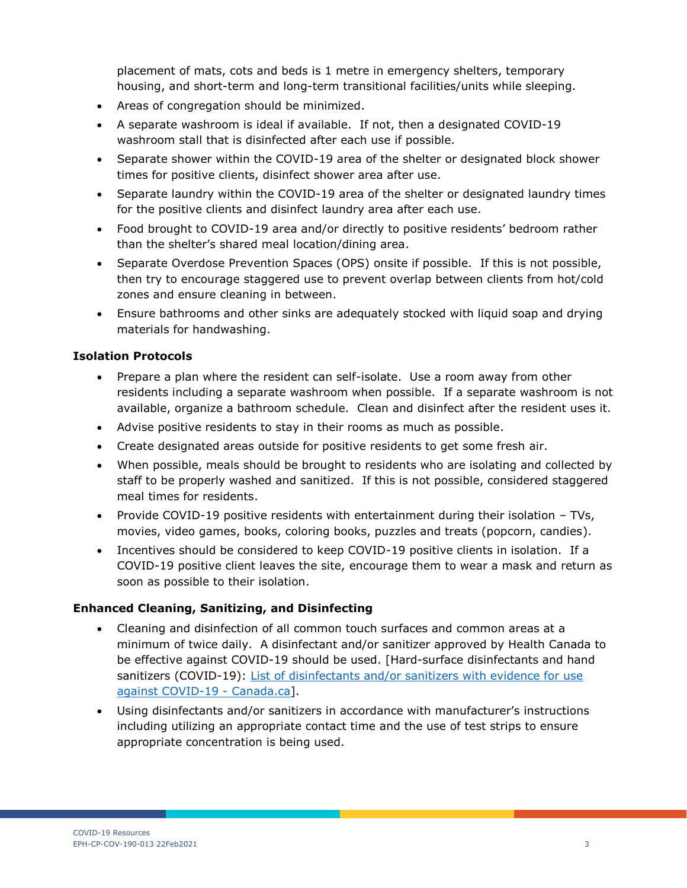placement of mats, cots and beds is 1 metre in emergency shelters, temporary housing, and short-term and long-term transitional facilities/units while sleeping.

- Areas of congregation should be minimized.
- A separate washroom is ideal if available. If not, then a designated COVID-19 washroom stall that is disinfected after each use if possible.
- Separate shower within the COVID-19 area of the shelter or designated block shower times for positive clients, disinfect shower area after use.
- Separate laundry within the COVID-19 area of the shelter or designated laundry times for the positive clients and disinfect laundry area after each use.
- Food brought to COVID-19 area and/or directly to positive residents' bedroom rather than the shelter's shared meal location/dining area.
- Separate Overdose Prevention Spaces (OPS) onsite if possible. If this is not possible, then try to encourage staggered use to prevent overlap between clients from hot/cold zones and ensure cleaning in between.
- Ensure bathrooms and other sinks are adequately stocked with liquid soap and drying materials for handwashing.

**Isolation Protocols**

- Prepare a plan where the resident can self-isolate. Use a room away from other residents including a separate washroom when possible. If a separate washroom is not available, organize a bathroom schedule. Clean and disinfect after the resident uses it.
- Advise positive residents to stay in their rooms as much as possible.
- Create designated areas outside for positive residents to get some fresh air.
- When possible, meals should be brought to residents who are isolating and collected by staff to be properly washed and sanitized. If this is not possible, considered staggered meal times for residents.
- Provide COVID-19 positive residents with entertainment during their isolation – TVs, movies, video games, books, coloring books, puzzles and treats (popcorn, candies).
- Incentives should be considered to keep COVID-19 positive clients in isolation. If a COVID-19 positive client leaves the site, encourage them to wear a mask and return as soon as possible to their isolation.

**Enhanced Cleaning, Sanitizing, and Disinfecting**

- Cleaning and disinfection of all common touch surfaces and common areas at a minimum of twice daily. A disinfectant and/or sanitizer approved by Health Canada to be effective against COVID-19 should be used. [Hard-surface disinfectants and hand sanitizers (COVID-19): List of disinfectants and/or sanitizers with evidence for use against COVID-19 - Canada.ca].
- Using disinfectants and/or sanitizers in accordance with manufacturer's instructions including utilizing an appropriate contact time and the use of test strips to ensure appropriate concentration is being used.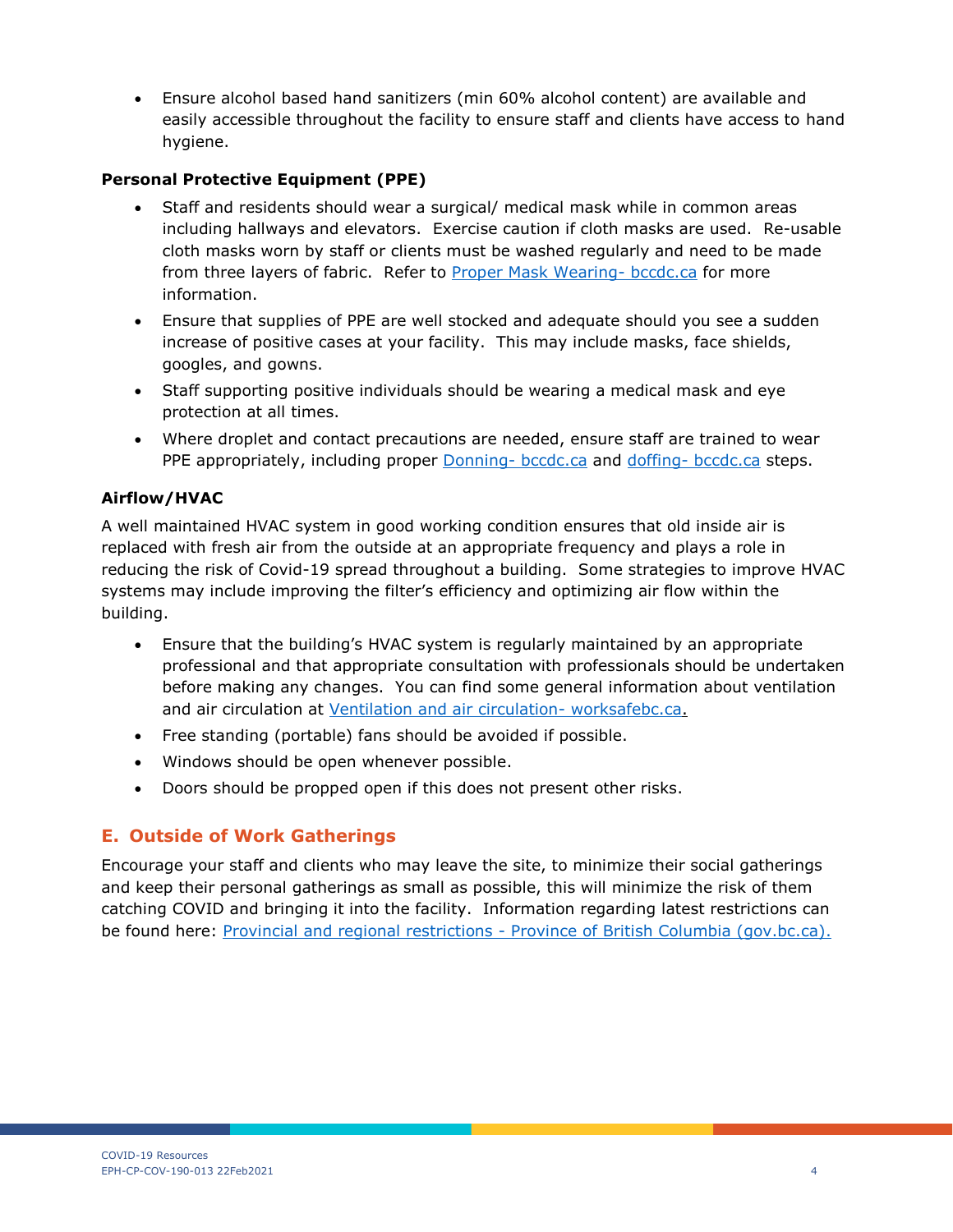- Ensure alcohol based hand sanitizers (min 60% alcohol content) are available and easily accessible throughout the facility to ensure staff and clients have access to hand hygiene.

**Personal Protective Equipment (PPE)**

- Staff and residents should wear a surgical/ medical mask while in common areas including hallways and elevators. Exercise caution if cloth masks are used. Re-usable cloth masks worn by staff or clients must be washed regularly and need to be made from three layers of fabric. Refer to [Proper Mask Wearing- bccdc.ca]() for more information.
- Ensure that supplies of PPE are well stocked and adequate should you see a sudden increase of positive cases at your facility. This may include masks, face shields, googles, and gowns.
- Staff supporting positive individuals should be wearing a medical mask and eye protection at all times.
- Where droplet and contact precautions are needed, ensure staff are trained to wear PPE appropriately, including proper [Donning- bccdc.ca]() and [doffing- bccdc.ca]() steps.

**Airflow/HVAC**

A well maintained HVAC system in good working condition ensures that old inside air is replaced with fresh air from the outside at an appropriate frequency and plays a role in reducing the risk of Covid-19 spread throughout a building. Some strategies to improve HVAC systems may include improving the filter's efficiency and optimizing air flow within the building.

- Ensure that the building's HVAC system is regularly maintained by an appropriate professional and that appropriate consultation with professionals should be undertaken before making any changes. You can find some general information about ventilation and air circulation at [Ventilation and air circulation- worksafebc.ca]().
- Free standing (portable) fans should be avoided if possible.
- Windows should be open whenever possible.
- Doors should be propped open if this does not present other risks.

## E. Outside of Work Gatherings

Encourage your staff and clients who may leave the site, to minimize their social gatherings and keep their personal gatherings as small as possible, this will minimize the risk of them catching COVID and bringing it into the facility. Information regarding latest restrictions can be found here: [Provincial and regional restrictions - Province of British Columbia (gov.bc.ca).]()